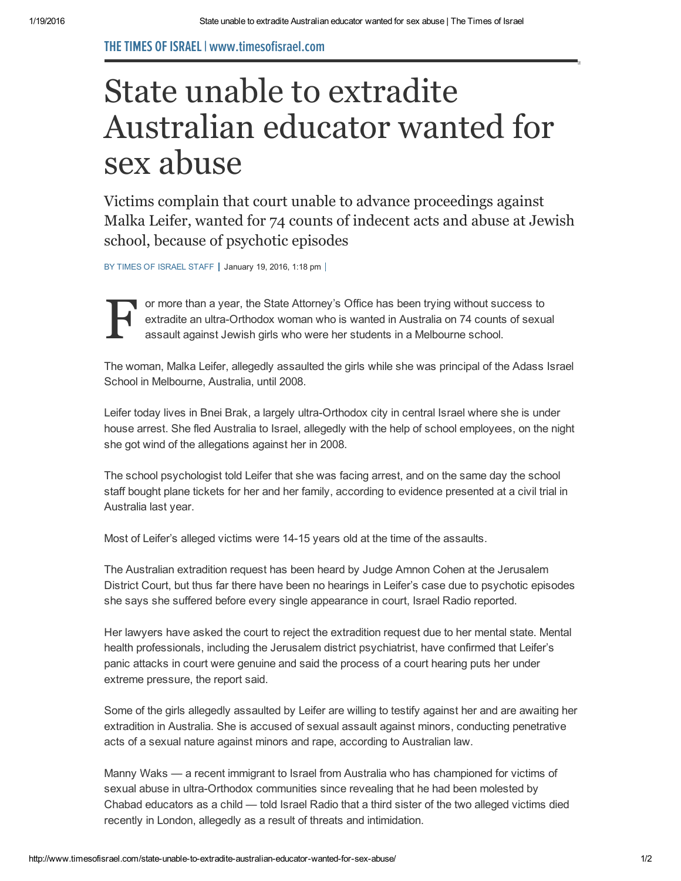THE TIMES OF ISRAEL | www.timesofisrael.com

# State unable to extradite Australian educator wanted for sex abuse

## Victims complain that court unable to advance proceedings against Malka Leifer, wanted for 74 counts of indecent acts and abuse at Jewish school, because of psychotic episodes

BY TIMES OF ISRAEL STAFF | January 19, 2016, 1:18 pm |

For more than a year, the State Attorney's Office has been trying without success to extradite an ultra-Orthodox woman who is wanted in Australia on 74 counts of sexual assault against Jewish girls who were her students in a Melbourne school.

The woman, Malka Leifer, allegedly assaulted the girls while she was principal of the Adass Israel School in Melbourne, Australia, until 2008.

Leifer today lives in Bnei Brak, a largely ultra-Orthodox city in central Israel where she is under house arrest. She fled Australia to Israel, allegedly with the help of school employees, on the night she got wind of the allegations against her in 2008.

The school psychologist told Leifer that she was facing arrest, and on the same day the school staff bought plane tickets for her and her family, according to evidence presented at a civil trial in Australia last year.

Most of Leifer's alleged victims were 14-15 years old at the time of the assaults.

The Australian extradition request has been heard by Judge Amnon Cohen at the Jerusalem District Court, but thus far there have been no hearings in Leifer's case due to psychotic episodes she says she suffered before every single appearance in court, Israel Radio reported.

Her lawyers have asked the court to reject the extradition request due to her mental state. Mental health professionals, including the Jerusalem district psychiatrist, have confirmed that Leifer's panic attacks in court were genuine and said the process of a court hearing puts her under extreme pressure, the report said.

Some of the girls allegedly assaulted by Leifer are willing to testify against her and are awaiting her extradition in Australia. She is accused of sexual assault against minors, conducting penetrative acts of a sexual nature against minors and rape, according to Australian law.

Manny Waks — a recent immigrant to Israel from Australia who has championed for victims of sexual abuse in ultra-Orthodox communities since revealing that he had been molested by Chabad educators as a child — told Israel Radio that a third sister of the two alleged victims died recently in London, allegedly as a result of threats and intimidation.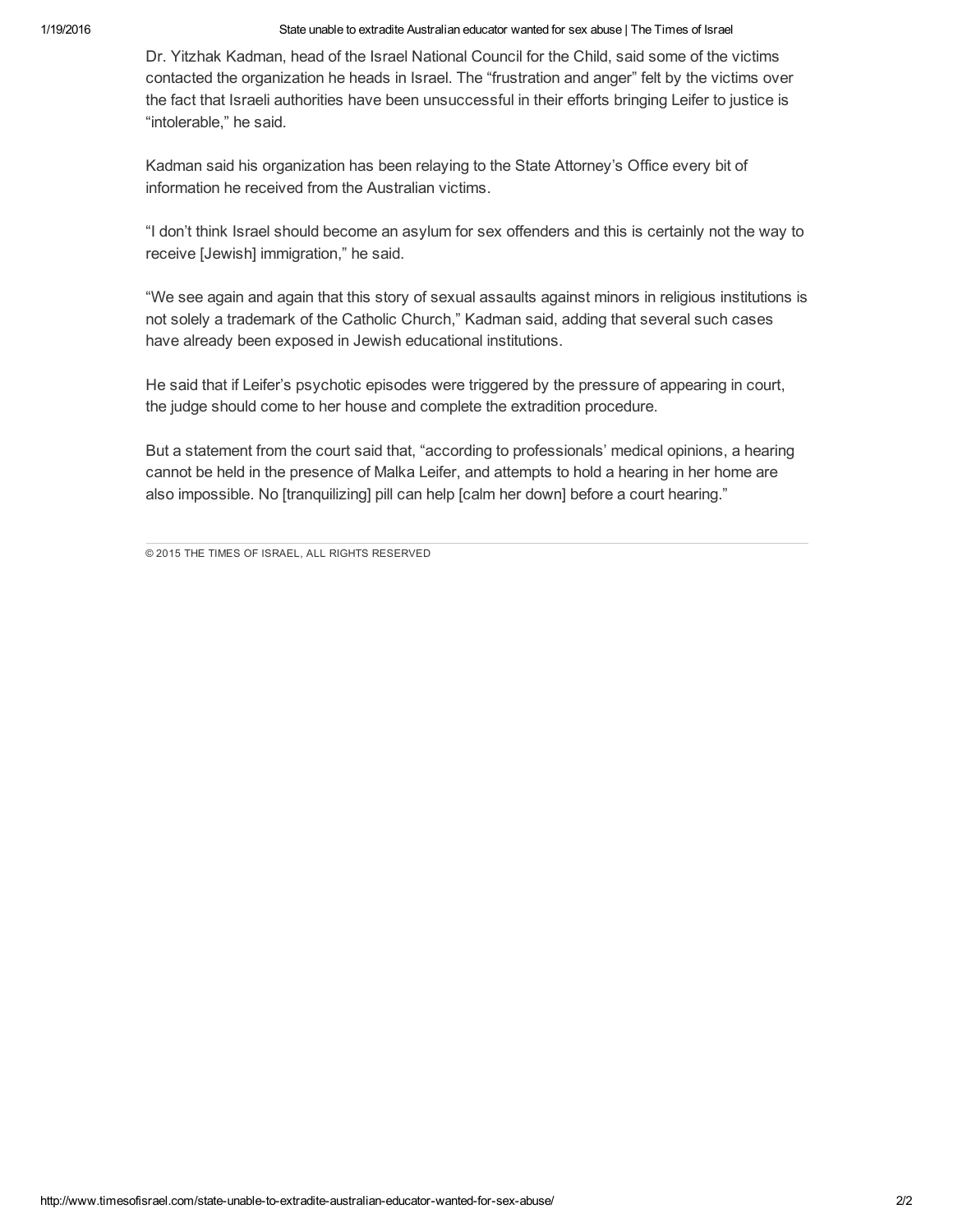Dr. Yitzhak Kadman, head of the Israel National Council for the Child, said some of the victims contacted the organization he heads in Israel. The "frustration and anger" felt by the victims over the fact that Israeli authorities have been unsuccessful in their efforts bringing Leifer to justice is "intolerable," he said.

Kadman said his organization has been relaying to the State Attorney's Office every bit of information he received from the Australian victims.

"I don't think Israel should become an asylum for sex offenders and this is certainly not the way to receive [Jewish] immigration," he said.

"We see again and again that this story of sexual assaults against minors in religious institutions is not solely a trademark of the Catholic Church," Kadman said, adding that several such cases have already been exposed in Jewish educational institutions.

He said that if Leifer's psychotic episodes were triggered by the pressure of appearing in court, the judge should come to her house and complete the extradition procedure.

But a statement from the court said that, "according to professionals' medical opinions, a hearing cannot be held in the presence of Malka Leifer, and attempts to hold a hearing in her home are also impossible. No [tranquilizing] pill can help [calm her down] before a court hearing."

© 2015 THE TIMES OF ISRAEL, ALL RIGHTS RESERVED